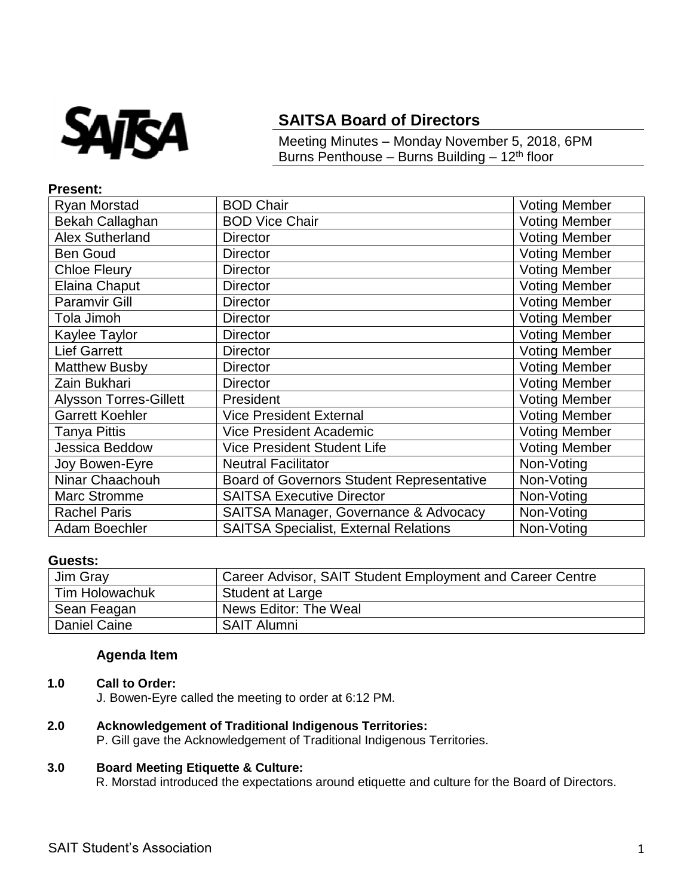SAITSA

## SAITSA Board of Directors

Meeting Minutes – Monday November 5, 2018, 6PM
Burns Penthouse – Burns Building – 12th floor

**Present:**

| | | |
|---|---|---|
| Ryan Morstad | BOD Chair | Voting Member |
| Bekah Callaghan | BOD Vice Chair | Voting Member |
| Alex Sutherland | Director | Voting Member |
| Ben Goud | Director | Voting Member |
| Chloe Fleury | Director | Voting Member |
| Elaina Chaput | Director | Voting Member |
| Paramvir Gill | Director | Voting Member |
| Tola Jimoh | Director | Voting Member |
| Kaylee Taylor | Director | Voting Member |
| Lief Garrett | Director | Voting Member |
| Matthew Busby | Director | Voting Member |
| Zain Bukhari | Director | Voting Member |
| Alysson Torres-Gillett | President | Voting Member |
| Garrett Koehler | Vice President External | Voting Member |
| Tanya Pittis | Vice President Academic | Voting Member |
| Jessica Beddow | Vice President Student Life | Voting Member |
| Joy Bowen-Eyre | Neutral Facilitator | Non-Voting |
| Ninar Chaachouh | Board of Governors Student Representative | Non-Voting |
| Marc Stromme | SAITSA Executive Director | Non-Voting |
| Rachel Paris | SAITSA Manager, Governance & Advocacy | Non-Voting |
| Adam Boechler | SAITSA Specialist, External Relations | Non-Voting |

**Guests:**

| | |
|---|---|
| Jim Gray | Career Advisor, SAIT Student Employment and Career Centre |
| Tim Holowachuk | Student at Large |
| Sean Feagan | News Editor: The Weal |
| Daniel Caine | SAIT Alumni |

### Agenda Item

**1.0 Call to Order:**
J. Bowen-Eyre called the meeting to order at 6:12 PM.

**2.0 Acknowledgement of Traditional Indigenous Territories:**
P. Gill gave the Acknowledgement of Traditional Indigenous Territories.

**3.0 Board Meeting Etiquette & Culture:**
R. Morstad introduced the expectations around etiquette and culture for the Board of Directors.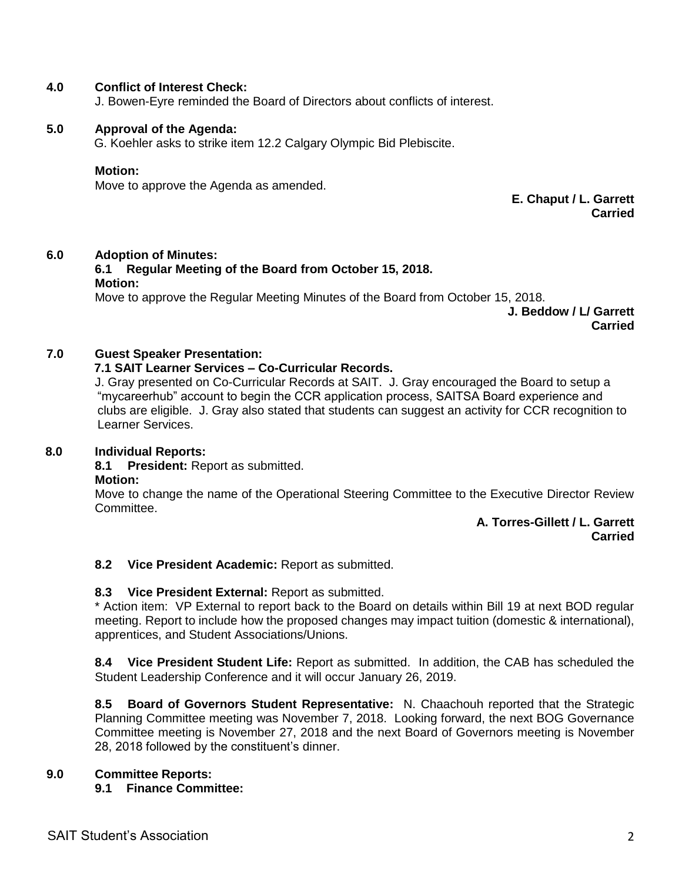## 4.0 Conflict of Interest Check:

J. Bowen-Eyre reminded the Board of Directors about conflicts of interest.

## 5.0 Approval of the Agenda:

G. Koehler asks to strike item 12.2 Calgary Olympic Bid Plebiscite.

**Motion:**

Move to approve the Agenda as amended.

**E. Chaput / L. Garrett**
**Carried**

## 6.0 Adoption of Minutes:

### 6.1 Regular Meeting of the Board from October 15, 2018.

**Motion:**

Move to approve the Regular Meeting Minutes of the Board from October 15, 2018.

**J. Beddow / L/ Garrett**
**Carried**

## 7.0 Guest Speaker Presentation:

### 7.1 SAIT Learner Services – Co-Curricular Records.

J. Gray presented on Co-Curricular Records at SAIT. J. Gray encouraged the Board to setup a "mycareerhub" account to begin the CCR application process, SAITSA Board experience and clubs are eligible. J. Gray also stated that students can suggest an activity for CCR recognition to Learner Services.

## 8.0 Individual Reports:

**8.1 President:** Report as submitted.

**Motion:**

Move to change the name of the Operational Steering Committee to the Executive Director Review Committee.

**A. Torres-Gillett / L. Garrett**
**Carried**

**8.2 Vice President Academic:** Report as submitted.

**8.3 Vice President External:** Report as submitted.

* Action item: VP External to report back to the Board on details within Bill 19 at next BOD regular meeting. Report to include how the proposed changes may impact tuition (domestic & international), apprentices, and Student Associations/Unions.

**8.4 Vice President Student Life:** Report as submitted. In addition, the CAB has scheduled the Student Leadership Conference and it will occur January 26, 2019.

**8.5 Board of Governors Student Representative:** N. Chaachouh reported that the Strategic Planning Committee meeting was November 7, 2018. Looking forward, the next BOG Governance Committee meeting is November 27, 2018 and the next Board of Governors meeting is November 28, 2018 followed by the constituent's dinner.

## 9.0 Committee Reports:

### 9.1 Finance Committee: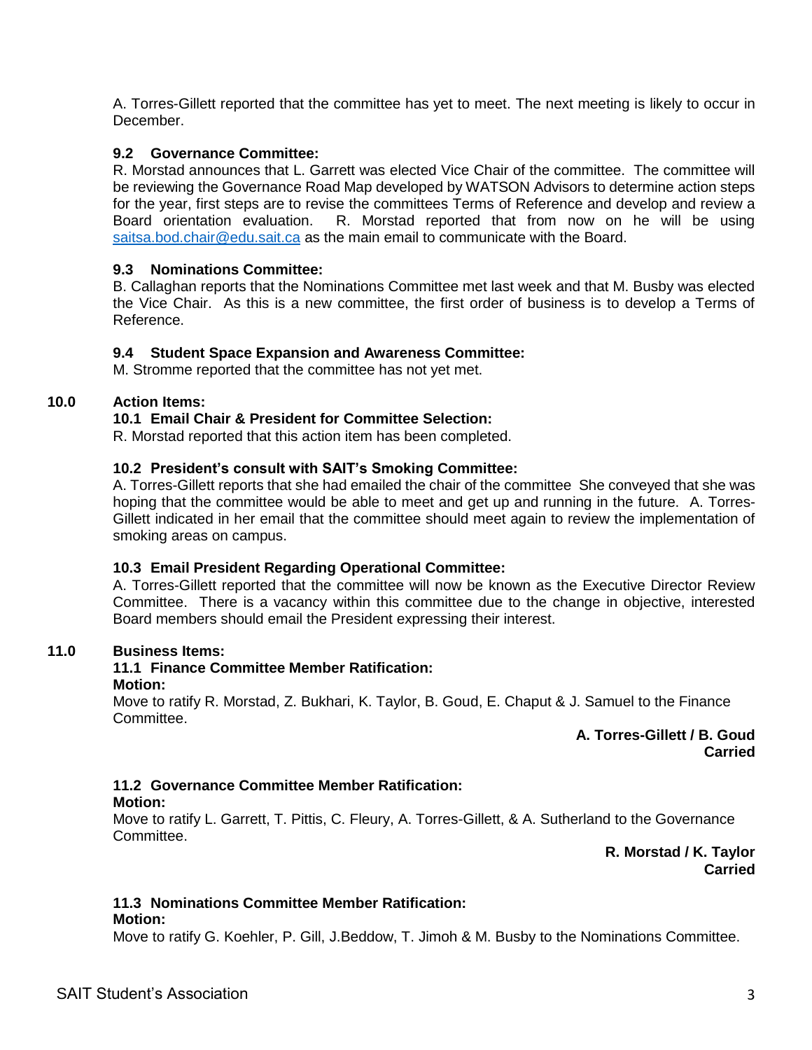A. Torres-Gillett reported that the committee has yet to meet. The next meeting is likely to occur in December.

**9.2 Governance Committee:**

R. Morstad announces that L. Garrett was elected Vice Chair of the committee. The committee will be reviewing the Governance Road Map developed by WATSON Advisors to determine action steps for the year, first steps are to revise the committees Terms of Reference and develop and review a Board orientation evaluation. R. Morstad reported that from now on he will be using saitsa.bod.chair@edu.sait.ca as the main email to communicate with the Board.

**9.3 Nominations Committee:**

B. Callaghan reports that the Nominations Committee met last week and that M. Busby was elected the Vice Chair. As this is a new committee, the first order of business is to develop a Terms of Reference.

**9.4 Student Space Expansion and Awareness Committee:**

M. Stromme reported that the committee has not yet met.

## 10.0 Action Items:

**10.1 Email Chair & President for Committee Selection:**

R. Morstad reported that this action item has been completed.

**10.2 President's consult with SAIT's Smoking Committee:**

A. Torres-Gillett reports that she had emailed the chair of the committee She conveyed that she was hoping that the committee would be able to meet and get up and running in the future. A. Torres-Gillett indicated in her email that the committee should meet again to review the implementation of smoking areas on campus.

**10.3 Email President Regarding Operational Committee:**

A. Torres-Gillett reported that the committee will now be known as the Executive Director Review Committee. There is a vacancy within this committee due to the change in objective, interested Board members should email the President expressing their interest.

## 11.0 Business Items:

**11.1 Finance Committee Member Ratification:**

**Motion:**

Move to ratify R. Morstad, Z. Bukhari, K. Taylor, B. Goud, E. Chaput & J. Samuel to the Finance Committee.

**A. Torres-Gillett / B. Goud**
**Carried**

**11.2 Governance Committee Member Ratification:**

**Motion:**

Move to ratify L. Garrett, T. Pittis, C. Fleury, A. Torres-Gillett, & A. Sutherland to the Governance Committee.

**R. Morstad / K. Taylor**
**Carried**

**11.3 Nominations Committee Member Ratification:**

**Motion:**

Move to ratify G. Koehler, P. Gill, J.Beddow, T. Jimoh & M. Busby to the Nominations Committee.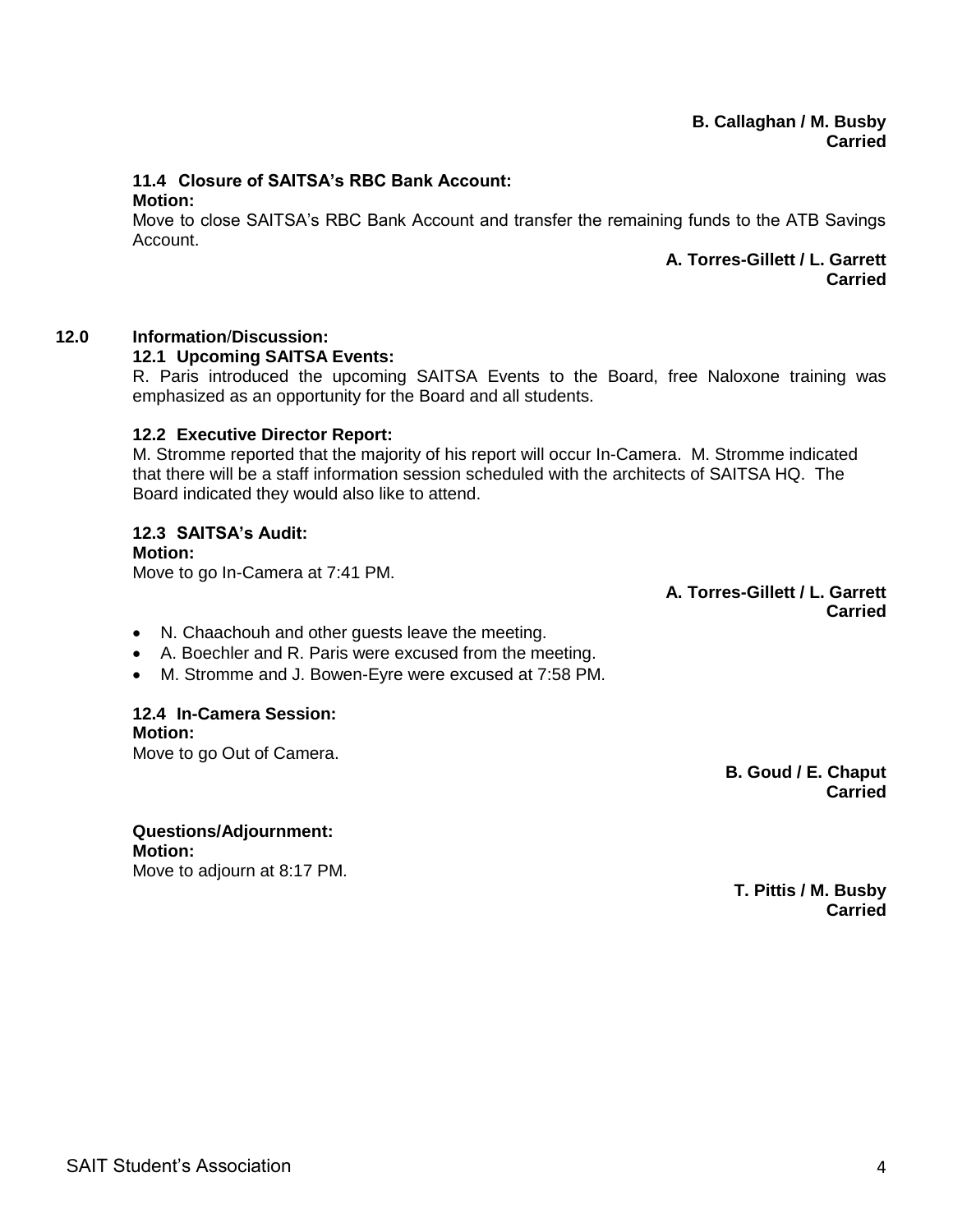**B. Callaghan / M. Busby**
**Carried**

**11.4 Closure of SAITSA's RBC Bank Account:**
**Motion:**
Move to close SAITSA's RBC Bank Account and transfer the remaining funds to the ATB Savings Account.

**A. Torres-Gillett / L. Garrett**
**Carried**

## 12.0 Information/Discussion:

**12.1 Upcoming SAITSA Events:**
R. Paris introduced the upcoming SAITSA Events to the Board, free Naloxone training was emphasized as an opportunity for the Board and all students.

**12.2 Executive Director Report:**
M. Stromme reported that the majority of his report will occur In-Camera. M. Stromme indicated that there will be a staff information session scheduled with the architects of SAITSA HQ. The Board indicated they would also like to attend.

**12.3 SAITSA's Audit:**
**Motion:**
Move to go In-Camera at 7:41 PM.

**A. Torres-Gillett / L. Garrett**
**Carried**

- N. Chaachouh and other guests leave the meeting.
- A. Boechler and R. Paris were excused from the meeting.
- M. Stromme and J. Bowen-Eyre were excused at 7:58 PM.

**12.4 In-Camera Session:**
**Motion:**
Move to go Out of Camera.

**B. Goud / E. Chaput**
**Carried**

**Questions/Adjournment:**
**Motion:**
Move to adjourn at 8:17 PM.

**T. Pittis / M. Busby**
**Carried**